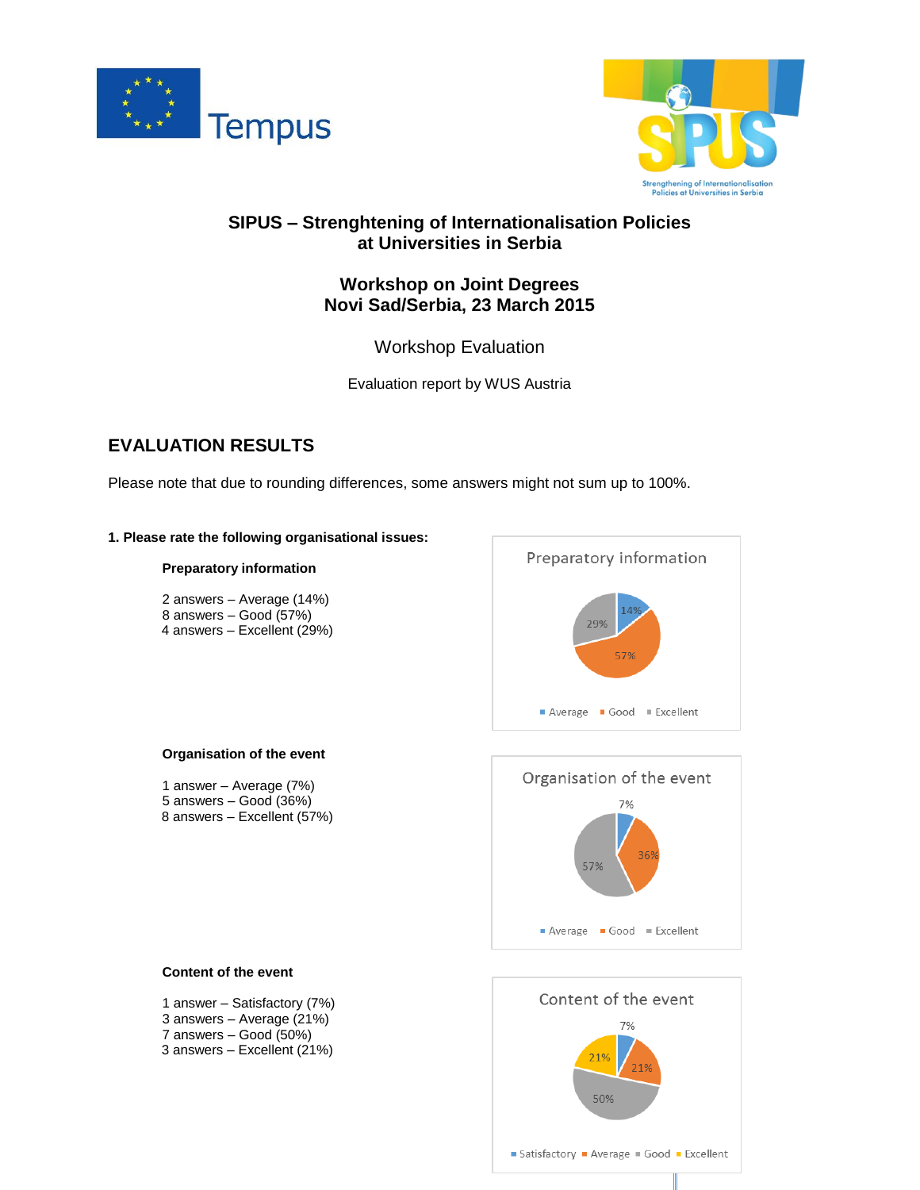## SIPUS – Strenghtening of Internationalisation Policies at Universities in Serbia

## Workshop on Joint Degrees
## Novi Sad/Serbia, 23 March 2015

### Workshop Evaluation

Evaluation report by WUS Austria

## EVALUATION RESULTS

Please note that due to rounding differences, some answers might not sum up to 100%.

**1. Please rate the following organisational issues:**

**Preparatory information**

2 answers – Average (14%)
8 answers – Good (57%)
4 answers – Excellent (29%)

**Organisation of the event**

1 answer – Average (7%)
5 answers – Good (36%)
8 answers – Excellent (57%)

**Content of the event**

1 answer – Satisfactory (7%)
3 answers – Average (21%)
7 answers – Good (50%)
3 answers – Excellent (21%)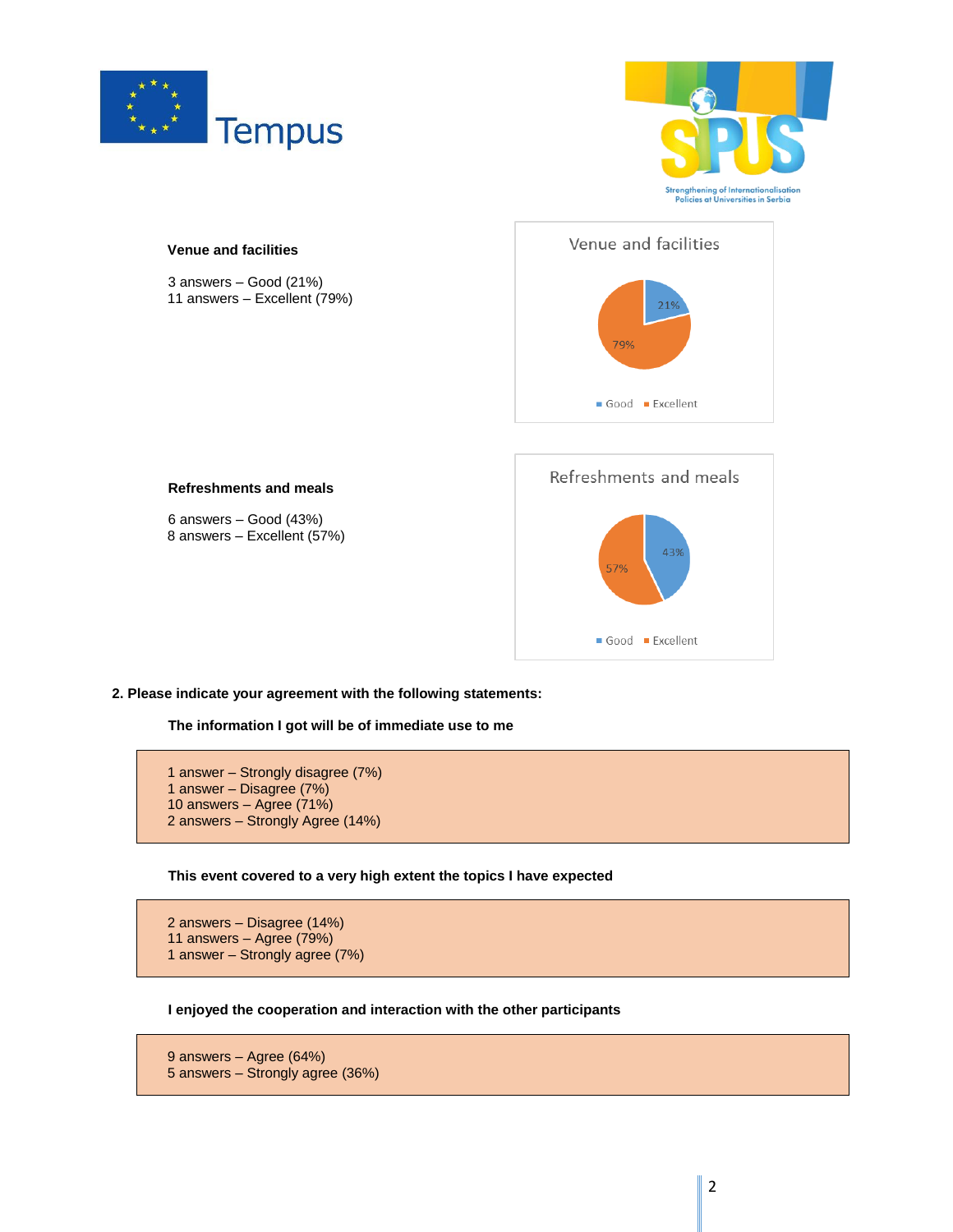**Venue and facilities**

3 answers – Good (21%)
11 answers – Excellent (79%)

Venue and facilities

21%
79%

Good  Excellent

**Refreshments and meals**

6 answers – Good (43%)
8 answers – Excellent (57%)

Refreshments and meals

43%
57%

Good  Excellent

**2. Please indicate your agreement with the following statements:**

**The information I got will be of immediate use to me**

1 answer – Strongly disagree (7%)
1 answer – Disagree (7%)
10 answers – Agree (71%)
2 answers – Strongly Agree (14%)

**This event covered to a very high extent the topics I have expected**

2 answers – Disagree (14%)
11 answers – Agree (79%)
1 answer – Strongly agree (7%)

**I enjoyed the cooperation and interaction with the other participants**

9 answers – Agree (64%)
5 answers – Strongly agree (36%)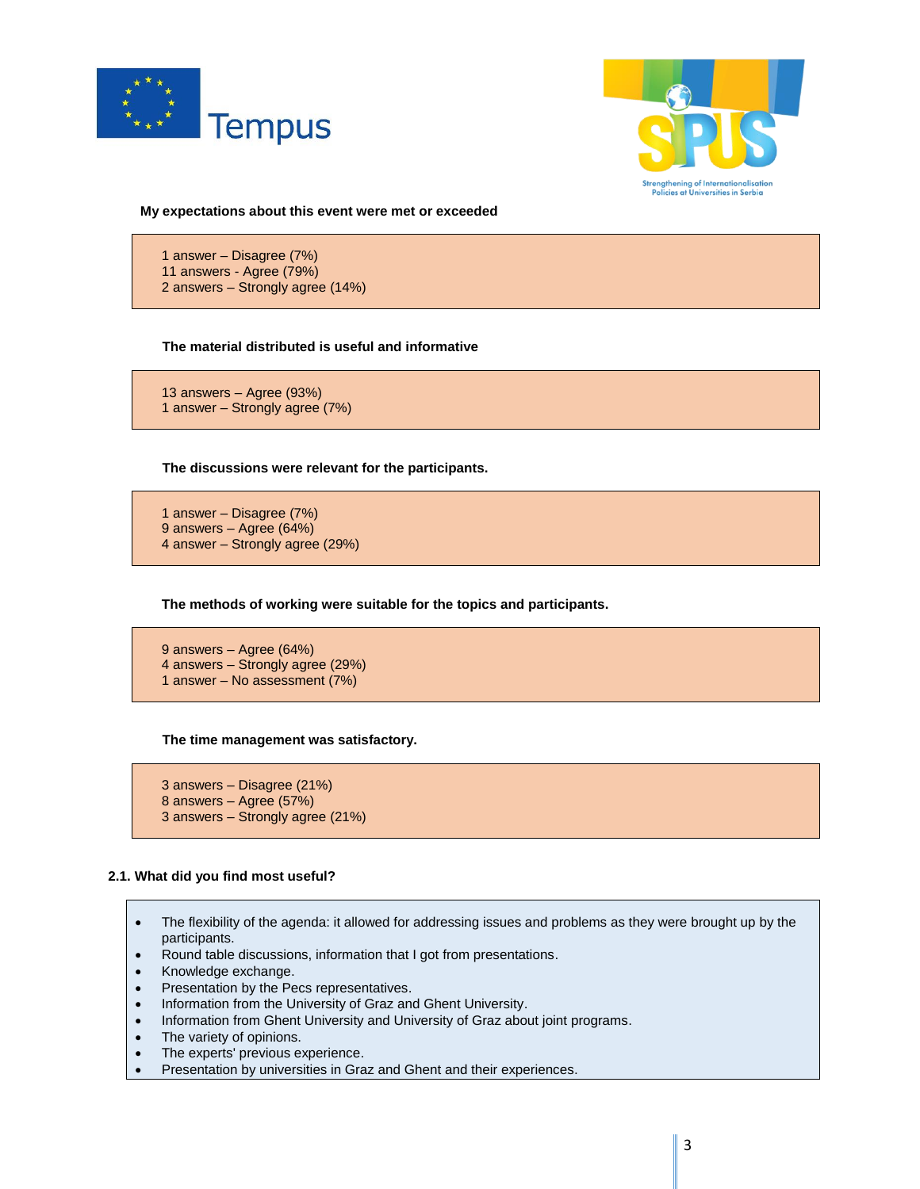**My expectations about this event were met or exceeded**

1 answer – Disagree (7%)
11 answers - Agree (79%)
2 answers – Strongly agree (14%)

**The material distributed is useful and informative**

13 answers – Agree (93%)
1 answer – Strongly agree (7%)

**The discussions were relevant for the participants.**

1 answer – Disagree (7%)
9 answers – Agree (64%)
4 answer – Strongly agree (29%)

**The methods of working were suitable for the topics and participants.**

9 answers – Agree (64%)
4 answers – Strongly agree (29%)
1 answer – No assessment (7%)

**The time management was satisfactory.**

3 answers – Disagree (21%)
8 answers – Agree (57%)
3 answers – Strongly agree (21%)

**2.1. What did you find most useful?**

- The flexibility of the agenda: it allowed for addressing issues and problems as they were brought up by the participants.
- Round table discussions, information that I got from presentations.
- Knowledge exchange.
- Presentation by the Pecs representatives.
- Information from the University of Graz and Ghent University.
- Information from Ghent University and University of Graz about joint programs.
- The variety of opinions.
- The experts' previous experience.
- Presentation by universities in Graz and Ghent and their experiences.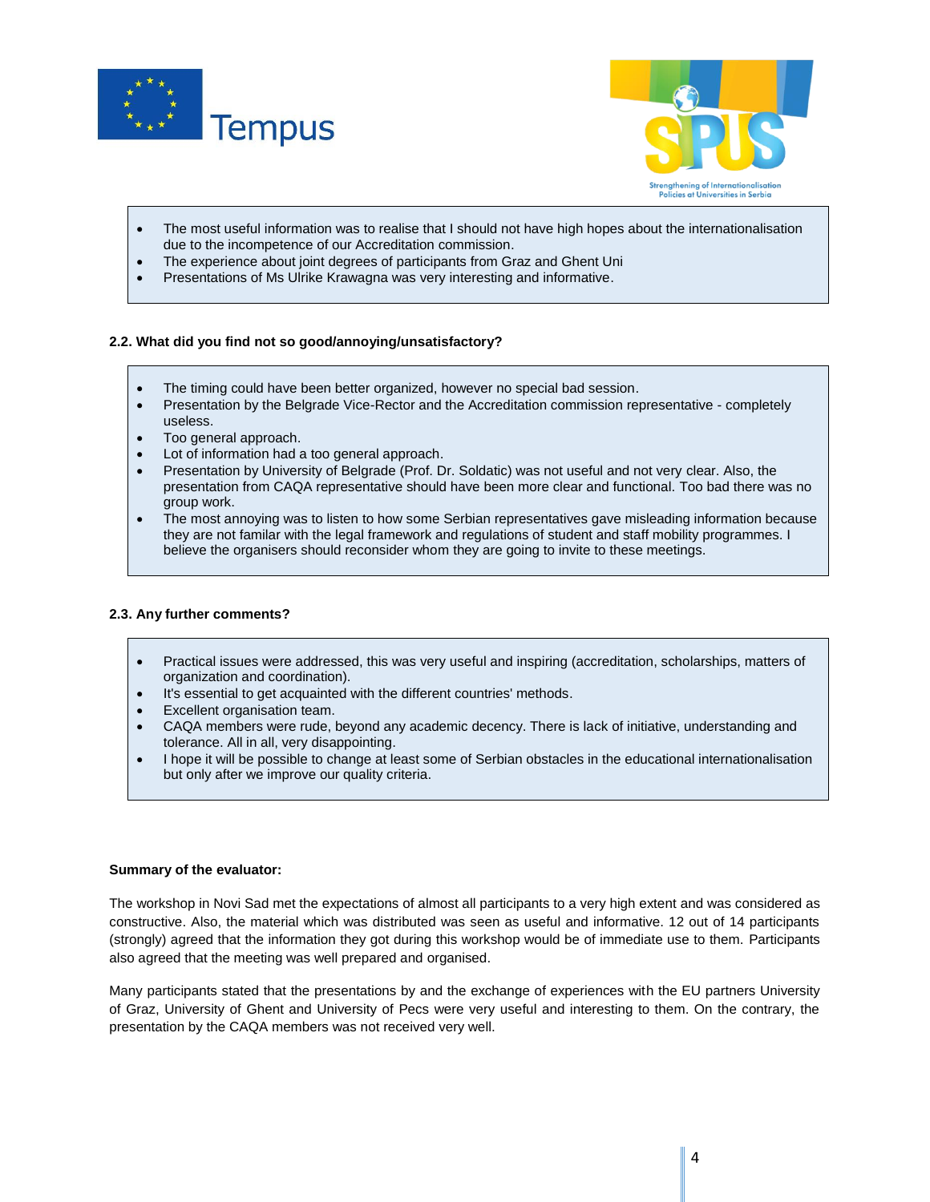- The most useful information was to realise that I should not have high hopes about the internationalisation due to the incompetence of our Accreditation commission.
- The experience about joint degrees of participants from Graz and Ghent Uni
- Presentations of Ms Ulrike Krawagna was very interesting and informative.

**2.2. What did you find not so good/annoying/unsatisfactory?**

- The timing could have been better organized, however no special bad session.
- Presentation by the Belgrade Vice-Rector and the Accreditation commission representative - completely useless.
- Too general approach.
- Lot of information had a too general approach.
- Presentation by University of Belgrade (Prof. Dr. Soldatic) was not useful and not very clear. Also, the presentation from CAQA representative should have been more clear and functional. Too bad there was no group work.
- The most annoying was to listen to how some Serbian representatives gave misleading information because they are not familar with the legal framework and regulations of student and staff mobility programmes. I believe the organisers should reconsider whom they are going to invite to these meetings.

**2.3. Any further comments?**

- Practical issues were addressed, this was very useful and inspiring (accreditation, scholarships, matters of organization and coordination).
- It's essential to get acquainted with the different countries' methods.
- Excellent organisation team.
- CAQA members were rude, beyond any academic decency. There is lack of initiative, understanding and tolerance. All in all, very disappointing.
- I hope it will be possible to change at least some of Serbian obstacles in the educational internationalisation but only after we improve our quality criteria.

**Summary of the evaluator:**

The workshop in Novi Sad met the expectations of almost all participants to a very high extent and was considered as constructive. Also, the material which was distributed was seen as useful and informative. 12 out of 14 participants (strongly) agreed that the information they got during this workshop would be of immediate use to them. Participants also agreed that the meeting was well prepared and organised.

Many participants stated that the presentations by and the exchange of experiences with the EU partners University of Graz, University of Ghent and University of Pecs were very useful and interesting to them. On the contrary, the presentation by the CAQA members was not received very well.